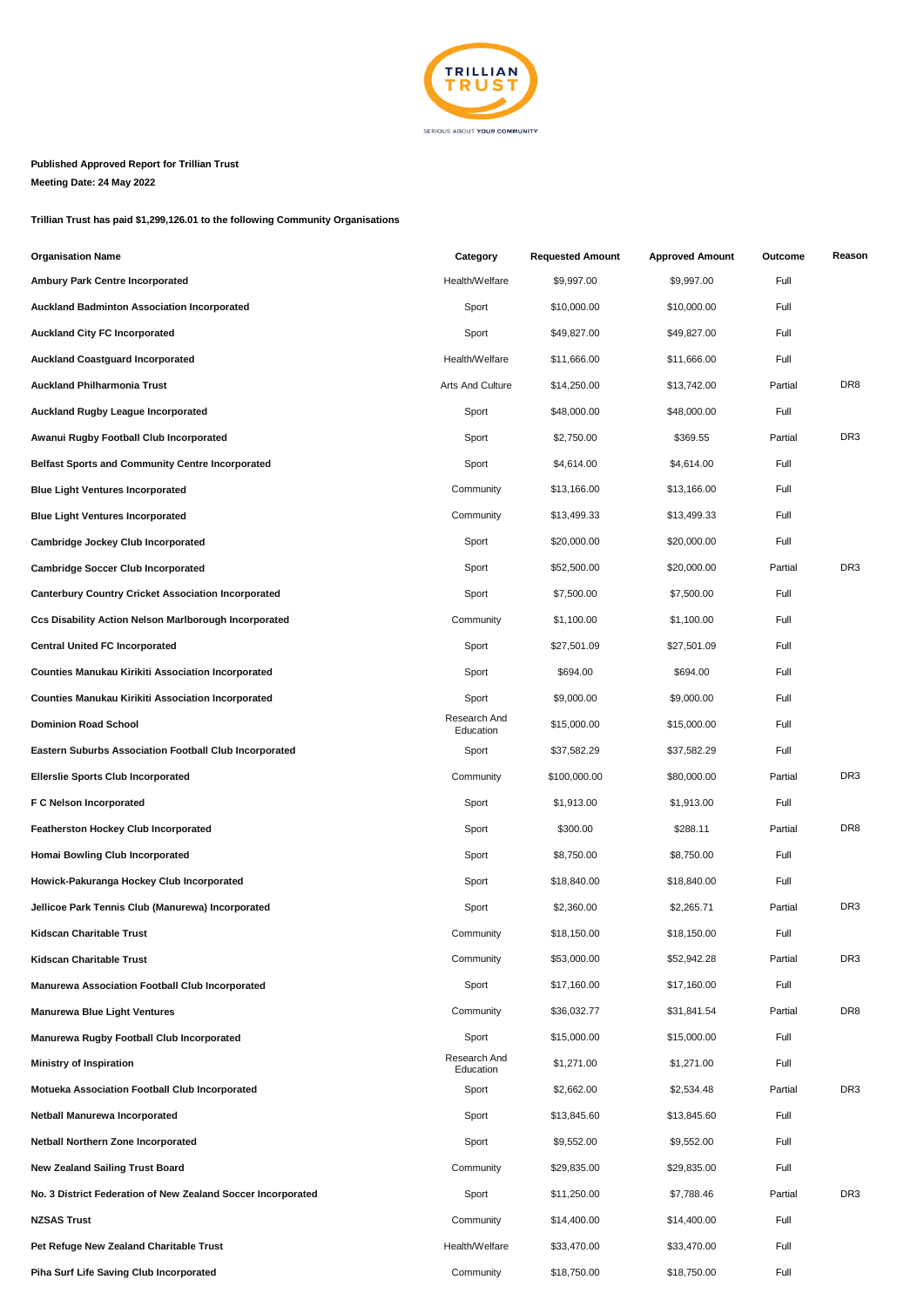**Published Approved Report for Trillian Trust**

**Meeting Date: 24 May 2022**

**Trillian Trust has paid $1,299,126.01 to the following Community Organisations**

| Organisation Name | Category | Requested Amount | Approved Amount | Outcome | Reason |
|---|---|---|---|---|---|
| **Ambury Park Centre Incorporated** | Health/Welfare | $9,997.00 | $9,997.00 | Full | |
| **Auckland Badminton Association Incorporated** | Sport | $10,000.00 | $10,000.00 | Full | |
| **Auckland City FC Incorporated** | Sport | $49,827.00 | $49,827.00 | Full | |
| **Auckland Coastguard Incorporated** | Health/Welfare | $11,666.00 | $11,666.00 | Full | |
| **Auckland Philharmonia Trust** | Arts And Culture | $14,250.00 | $13,742.00 | Partial | DR8 |
| **Auckland Rugby League Incorporated** | Sport | $48,000.00 | $48,000.00 | Full | |
| **Awanui Rugby Football Club Incorporated** | Sport | $2,750.00 | $369.55 | Partial | DR3 |
| **Belfast Sports and Community Centre Incorporated** | Sport | $4,614.00 | $4,614.00 | Full | |
| **Blue Light Ventures Incorporated** | Community | $13,166.00 | $13,166.00 | Full | |
| **Blue Light Ventures Incorporated** | Community | $13,499.33 | $13,499.33 | Full | |
| **Cambridge Jockey Club Incorporated** | Sport | $20,000.00 | $20,000.00 | Full | |
| **Cambridge Soccer Club Incorporated** | Sport | $52,500.00 | $20,000.00 | Partial | DR3 |
| **Canterbury Country Cricket Association Incorporated** | Sport | $7,500.00 | $7,500.00 | Full | |
| **Ccs Disability Action Nelson Marlborough Incorporated** | Community | $1,100.00 | $1,100.00 | Full | |
| **Central United FC Incorporated** | Sport | $27,501.09 | $27,501.09 | Full | |
| **Counties Manukau Kirikiti Association Incorporated** | Sport | $694.00 | $694.00 | Full | |
| **Counties Manukau Kirikiti Association Incorporated** | Sport | $9,000.00 | $9,000.00 | Full | |
| **Dominion Road School** | Research And Education | $15,000.00 | $15,000.00 | Full | |
| **Eastern Suburbs Association Football Club Incorporated** | Sport | $37,582.29 | $37,582.29 | Full | |
| **Ellerslie Sports Club Incorporated** | Community | $100,000.00 | $80,000.00 | Partial | DR3 |
| **F C Nelson Incorporated** | Sport | $1,913.00 | $1,913.00 | Full | |
| **Featherston Hockey Club Incorporated** | Sport | $300.00 | $288.11 | Partial | DR8 |
| **Homai Bowling Club Incorporated** | Sport | $8,750.00 | $8,750.00 | Full | |
| **Howick-Pakuranga Hockey Club Incorporated** | Sport | $18,840.00 | $18,840.00 | Full | |
| **Jellicoe Park Tennis Club (Manurewa) Incorporated** | Sport | $2,360.00 | $2,265.71 | Partial | DR3 |
| **Kidscan Charitable Trust** | Community | $18,150.00 | $18,150.00 | Full | |
| **Kidscan Charitable Trust** | Community | $53,000.00 | $52,942.28 | Partial | DR3 |
| **Manurewa Association Football Club Incorporated** | Sport | $17,160.00 | $17,160.00 | Full | |
| **Manurewa Blue Light Ventures** | Community | $36,032.77 | $31,841.54 | Partial | DR8 |
| **Manurewa Rugby Football Club Incorporated** | Sport | $15,000.00 | $15,000.00 | Full | |
| **Ministry of Inspiration** | Research And Education | $1,271.00 | $1,271.00 | Full | |
| **Motueka Association Football Club Incorporated** | Sport | $2,662.00 | $2,534.48 | Partial | DR3 |
| **Netball Manurewa Incorporated** | Sport | $13,845.60 | $13,845.60 | Full | |
| **Netball Northern Zone Incorporated** | Sport | $9,552.00 | $9,552.00 | Full | |
| **New Zealand Sailing Trust Board** | Community | $29,835.00 | $29,835.00 | Full | |
| **No. 3 District Federation of New Zealand Soccer Incorporated** | Sport | $11,250.00 | $7,788.46 | Partial | DR3 |
| **NZSAS Trust** | Community | $14,400.00 | $14,400.00 | Full | |
| **Pet Refuge New Zealand Charitable Trust** | Health/Welfare | $33,470.00 | $33,470.00 | Full | |
| **Piha Surf Life Saving Club Incorporated** | Community | $18,750.00 | $18,750.00 | Full | |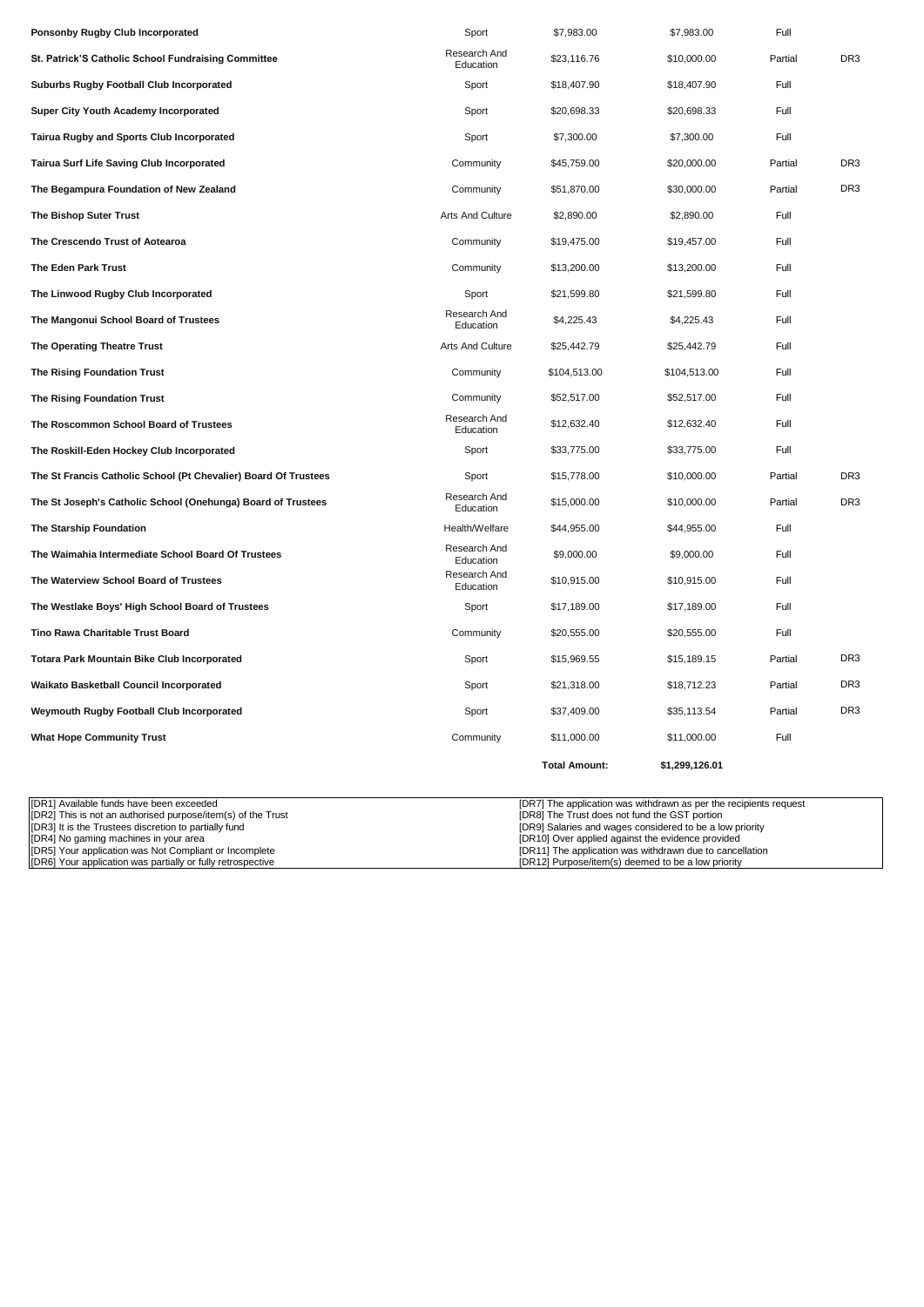| | | | | | |
|---|---|---|---|---|---|
| **Ponsonby Rugby Club Incorporated** | Sport | $7,983.00 | $7,983.00 | Full | |
| **St. Patrick'S Catholic School Fundraising Committee** | Research And Education | $23,116.76 | $10,000.00 | Partial | DR3 |
| **Suburbs Rugby Football Club Incorporated** | Sport | $18,407.90 | $18,407.90 | Full | |
| **Super City Youth Academy Incorporated** | Sport | $20,698.33 | $20,698.33 | Full | |
| **Tairua Rugby and Sports Club Incorporated** | Sport | $7,300.00 | $7,300.00 | Full | |
| **Tairua Surf Life Saving Club Incorporated** | Community | $45,759.00 | $20,000.00 | Partial | DR3 |
| **The Begampura Foundation of New Zealand** | Community | $51,870.00 | $30,000.00 | Partial | DR3 |
| **The Bishop Suter Trust** | Arts And Culture | $2,890.00 | $2,890.00 | Full | |
| **The Crescendo Trust of Aotearoa** | Community | $19,475.00 | $19,457.00 | Full | |
| **The Eden Park Trust** | Community | $13,200.00 | $13,200.00 | Full | |
| **The Linwood Rugby Club Incorporated** | Sport | $21,599.80 | $21,599.80 | Full | |
| **The Mangonui School Board of Trustees** | Research And Education | $4,225.43 | $4,225.43 | Full | |
| **The Operating Theatre Trust** | Arts And Culture | $25,442.79 | $25,442.79 | Full | |
| **The Rising Foundation Trust** | Community | $104,513.00 | $104,513.00 | Full | |
| **The Rising Foundation Trust** | Community | $52,517.00 | $52,517.00 | Full | |
| **The Roscommon School Board of Trustees** | Research And Education | $12,632.40 | $12,632.40 | Full | |
| **The Roskill-Eden Hockey Club Incorporated** | Sport | $33,775.00 | $33,775.00 | Full | |
| **The St Francis Catholic School (Pt Chevalier) Board Of Trustees** | Sport | $15,778.00 | $10,000.00 | Partial | DR3 |
| **The St Joseph's Catholic School (Onehunga) Board of Trustees** | Research And Education | $15,000.00 | $10,000.00 | Partial | DR3 |
| **The Starship Foundation** | Health/Welfare | $44,955.00 | $44,955.00 | Full | |
| **The Waimahia Intermediate School Board Of Trustees** | Research And Education | $9,000.00 | $9,000.00 | Full | |
| **The Waterview School Board of Trustees** | Research And Education | $10,915.00 | $10,915.00 | Full | |
| **The Westlake Boys' High School Board of Trustees** | Sport | $17,189.00 | $17,189.00 | Full | |
| **Tino Rawa Charitable Trust Board** | Community | $20,555.00 | $20,555.00 | Full | |
| **Totara Park Mountain Bike Club Incorporated** | Sport | $15,969.55 | $15,189.15 | Partial | DR3 |
| **Waikato Basketball Council Incorporated** | Sport | $21,318.00 | $18,712.23 | Partial | DR3 |
| **Weymouth Rugby Football Club Incorporated** | Sport | $37,409.00 | $35,113.54 | Partial | DR3 |
| **What Hope Community Trust** | Community | $11,000.00 | $11,000.00 | Full | |
| | | **Total Amount:** | **$1,299,126.01** | | |

[DR1] Available funds have been exceeded
[DR2] This is not an authorised purpose/item(s) of the Trust
[DR3] It is the Trustees discretion to partially fund
[DR4] No gaming machines in your area
[DR5] Your application was Not Compliant or Incomplete
[DR6] Your application was partially or fully retrospective
[DR7] The application was withdrawn as per the recipients request
[DR8] The Trust does not fund the GST portion
[DR9] Salaries and wages considered to be a low priority
[DR10] Over applied against the evidence provided
[DR11] The application was withdrawn due to cancellation
[DR12] Purpose/item(s) deemed to be a low priority